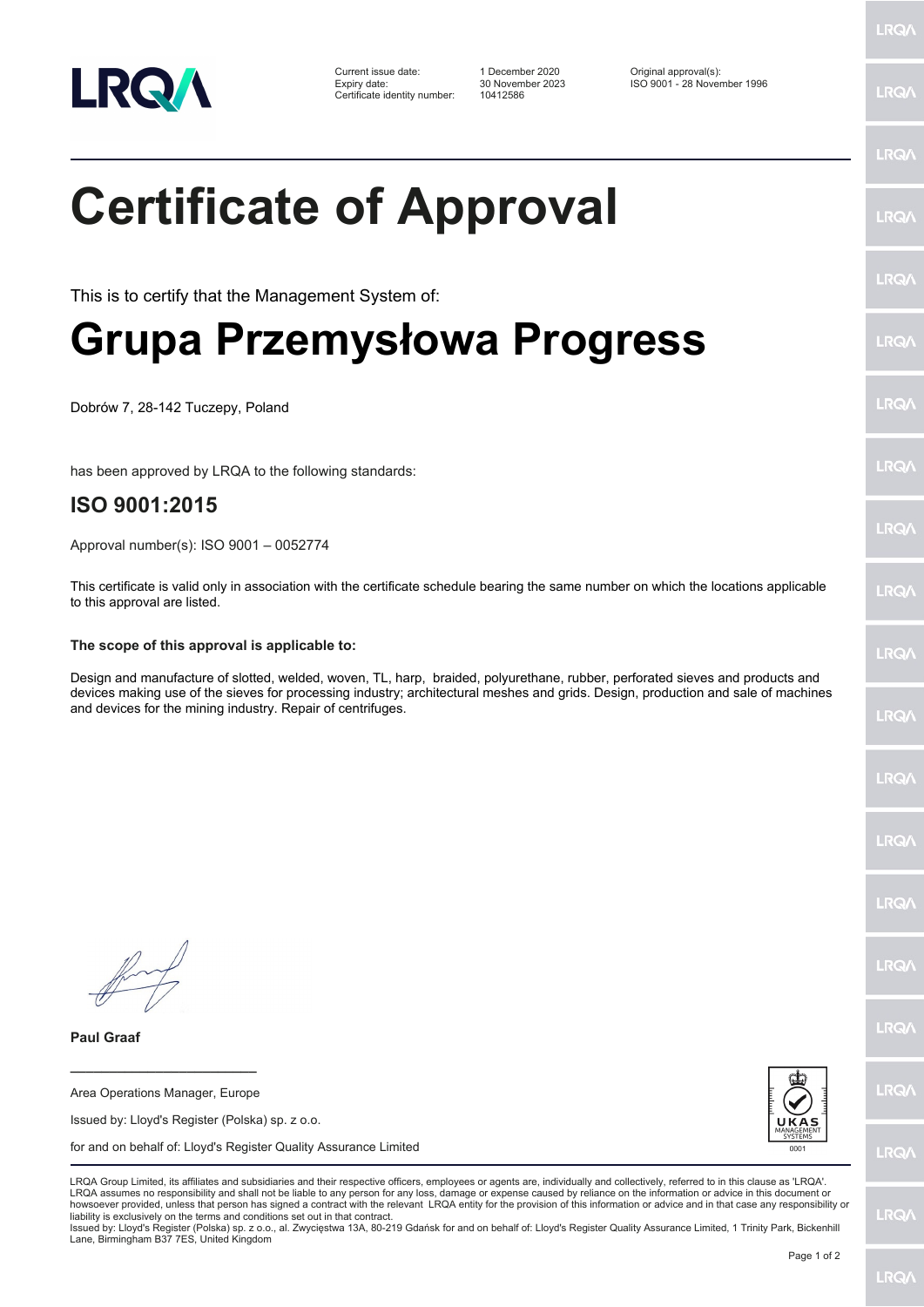LRQA

| | | |
|---|---|---|
| Current issue date: | 1 December 2020 | Original approval(s): |
| Expiry date: | 30 November 2023 | ISO 9001 - 28 November 1996 |
| Certificate identity number: | 10412586 | |

# Certificate of Approval

This is to certify that the Management System of:

# Grupa Przemysłowa Progress

Dobrów 7, 28-142 Tuczepy, Poland

has been approved by LRQA to the following standards:

## ISO 9001:2015

Approval number(s): ISO 9001 – 0052774

This certificate is valid only in association with the certificate schedule bearing the same number on which the locations applicable to this approval are listed.

**The scope of this approval is applicable to:**

Design and manufacture of slotted, welded, woven, TL, harp, braided, polyurethane, rubber, perforated sieves and products and devices making use of the sieves for processing industry; architectural meshes and grids. Design, production and sale of machines and devices for the mining industry. Repair of centrifuges.

**Paul Graaf**

Area Operations Manager, Europe

Issued by: Lloyd's Register (Polska) sp. z o.o.

for and on behalf of: Lloyd's Register Quality Assurance Limited

UKAS MANAGEMENT SYSTEMS 0001

LRQA Group Limited, its affiliates and subsidiaries and their respective officers, employees or agents are, individually and collectively, referred to in this clause as 'LRQA'. LRQA assumes no responsibility and shall not be liable to any person for any loss, damage or expense caused by reliance on the information or advice in this document or howsoever provided, unless that person has signed a contract with the relevant LRQA entity for the provision of this information or advice and in that case any responsibility or liability is exclusively on the terms and conditions set out in that contract.
Issued by: Lloyd's Register (Polska) sp. z o.o., al. Zwycięstwa 13A, 80-219 Gdańsk for and on behalf of: Lloyd's Register Quality Assurance Limited, 1 Trinity Park, Bickenhill Lane, Birmingham B37 7ES, United Kingdom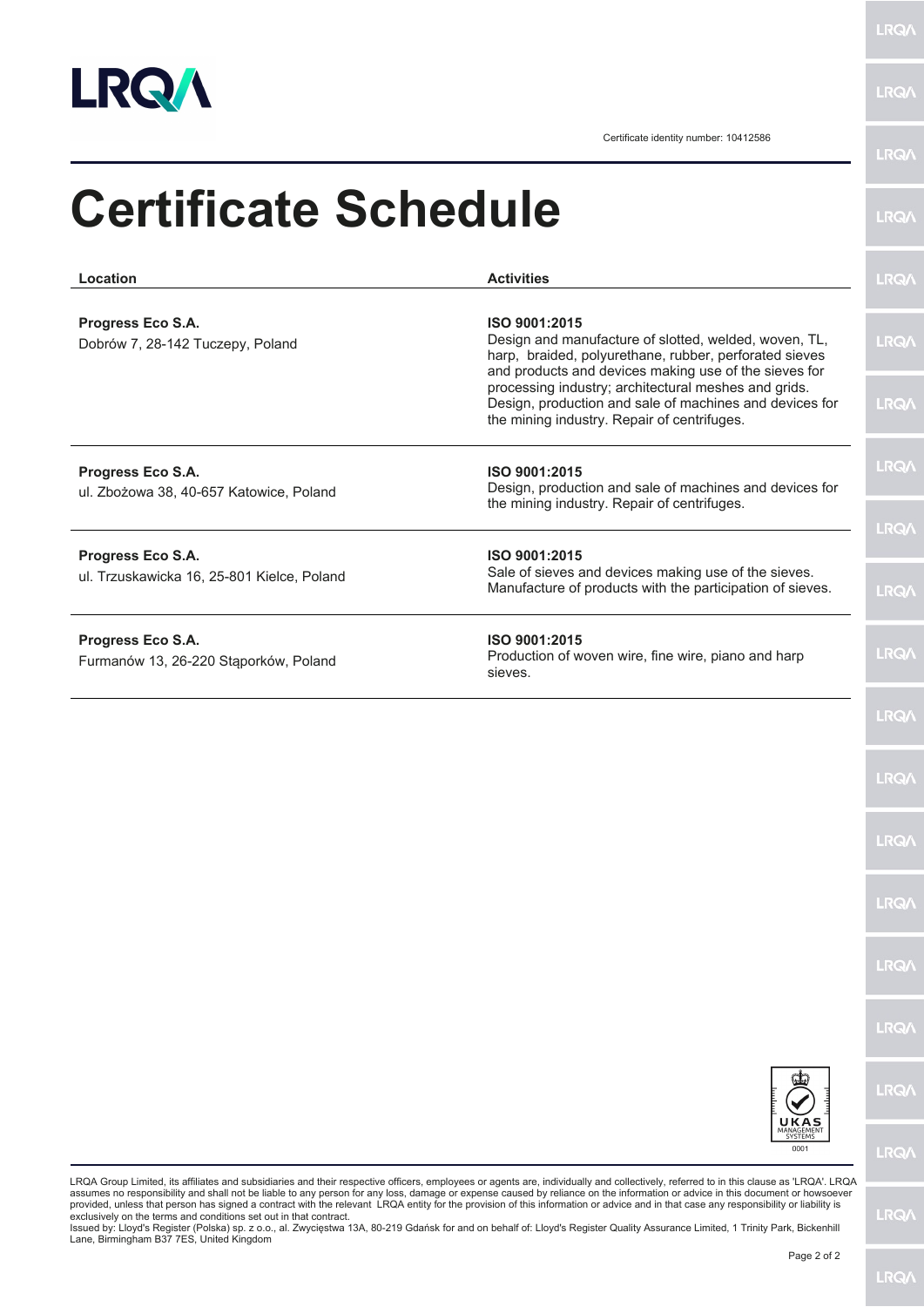Certificate identity number: 10412586

# Certificate Schedule

| Location | Activities |
| --- | --- |
| **Progress Eco S.A.**<br>Dobrów 7, 28-142 Tuczepy, Poland | **ISO 9001:2015**<br>Design and manufacture of slotted, welded, woven, TL, harp, braided, polyurethane, rubber, perforated sieves and products and devices making use of the sieves for processing industry; architectural meshes and grids. Design, production and sale of machines and devices for the mining industry. Repair of centrifuges. |
| **Progress Eco S.A.**<br>ul. Zbożowa 38, 40-657 Katowice, Poland | **ISO 9001:2015**<br>Design, production and sale of machines and devices for the mining industry. Repair of centrifuges. |
| **Progress Eco S.A.**<br>ul. Trzuskawicka 16, 25-801 Kielce, Poland | **ISO 9001:2015**<br>Sale of sieves and devices making use of the sieves. Manufacture of products with the participation of sieves. |
| **Progress Eco S.A.**<br>Furmanów 13, 26-220 Stąporków, Poland | **ISO 9001:2015**<br>Production of woven wire, fine wire, piano and harp sieves. |

UKAS MANAGEMENT SYSTEMS 0001

LRQA Group Limited, its affiliates and subsidiaries and their respective officers, employees or agents are, individually and collectively, referred to in this clause as 'LRQA'. LRQA assumes no responsibility and shall not be liable to any person for any loss, damage or expense caused by reliance on the information or advice in this document or howsoever provided, unless that person has signed a contract with the relevant LRQA entity for the provision of this information or advice and in that case any responsibility or liability is exclusively on the terms and conditions set out in that contract.
Issued by: Lloyd's Register (Polska) sp. z o.o., al. Zwycięstwa 13A, 80-219 Gdańsk for and on behalf of: Lloyd's Register Quality Assurance Limited, 1 Trinity Park, Bickenhill Lane, Birmingham B37 7ES, United Kingdom